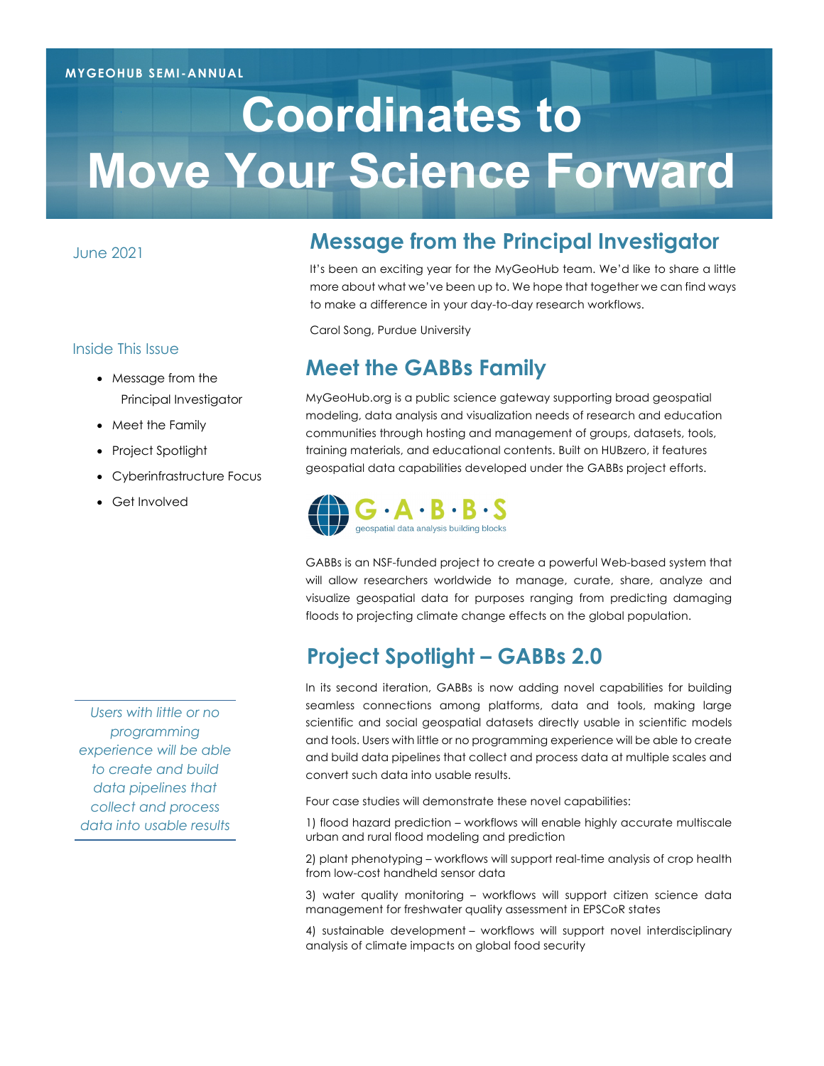MYGEOHUB SEMI-ANNUAL

# Coordinates to Move Your Science Forward

June 2021

### Inside This Issue

- Message from the Principal Investigator
- Meet the Family
- Project Spotlight
- Cyberinfrastructure Focus
- Get Involved

## Message from the Principal Investigator

It's been an exciting year for the MyGeoHub team. We'd like to share a little more about what we've been up to. We hope that together we can find ways to make a difference in your day-to-day research workflows.

Carol Song, Purdue University

## Meet the GABBs Family

MyGeoHub.org is a public science gateway supporting broad geospatial modeling, data analysis and visualization needs of research and education communities through hosting and management of groups, datasets, tools, training materials, and educational contents. Built on HUBzero, it features geospatial data capabilities developed under the GABBs project efforts.

G·A·B·B·S
geospatial data analysis building blocks

GABBs is an NSF-funded project to create a powerful Web-based system that will allow researchers worldwide to manage, curate, share, analyze and visualize geospatial data for purposes ranging from predicting damaging floods to projecting climate change effects on the global population.

## Project Spotlight – GABBs 2.0

In its second iteration, GABBs is now adding novel capabilities for building seamless connections among platforms, data and tools, making large scientific and social geospatial datasets directly usable in scientific models and tools. Users with little or no programming experience will be able to create and build data pipelines that collect and process data at multiple scales and convert such data into usable results.

*Users with little or no programming experience will be able to create and build data pipelines that collect and process data into usable results*

Four case studies will demonstrate these novel capabilities:

1) flood hazard prediction – workflows will enable highly accurate multiscale urban and rural flood modeling and prediction

2) plant phenotyping – workflows will support real-time analysis of crop health from low-cost handheld sensor data

3) water quality monitoring – workflows will support citizen science data management for freshwater quality assessment in EPSCoR states

4) sustainable development – workflows will support novel interdisciplinary analysis of climate impacts on global food security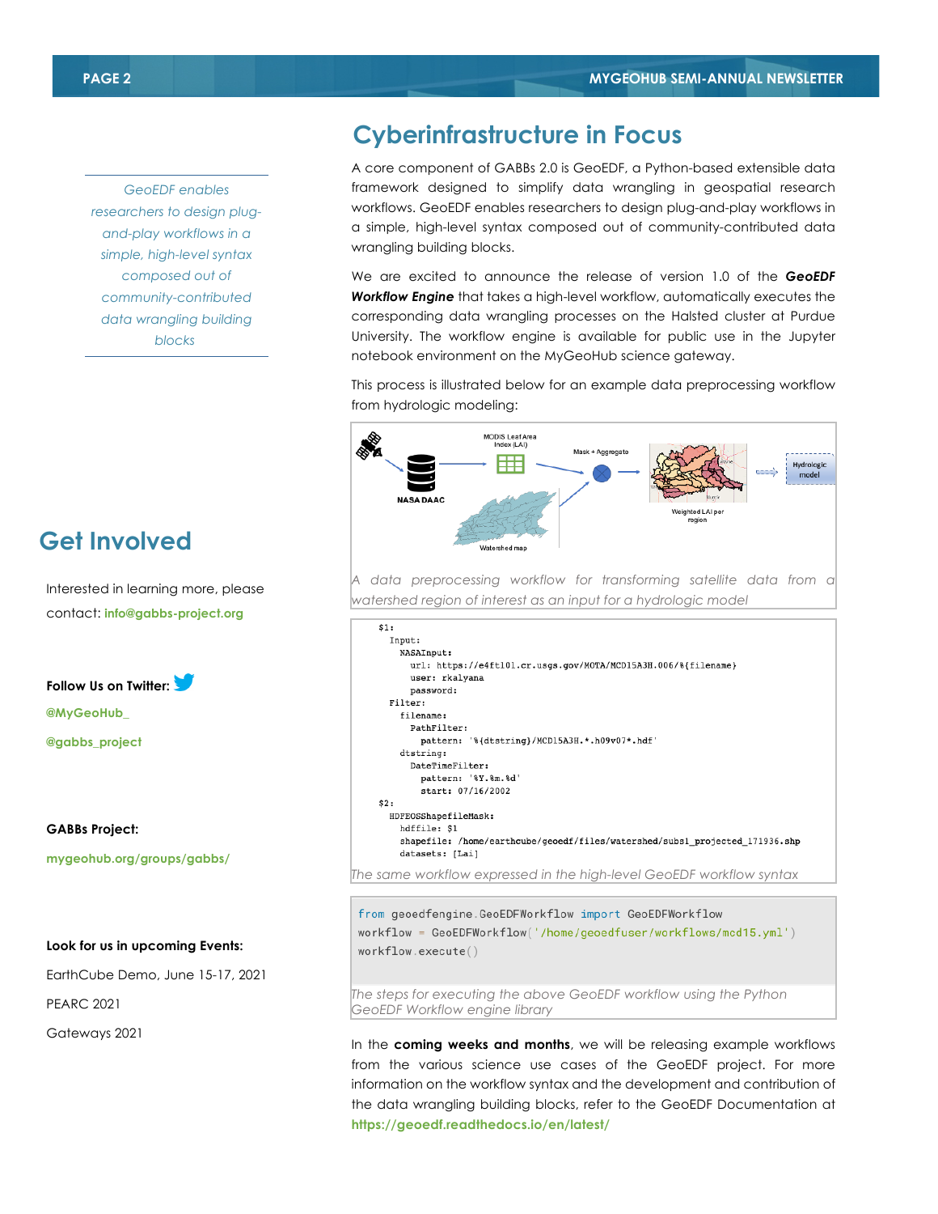## Cyberinfrastructure in Focus

*GeoEDF enables researchers to design plug-and-play workflows in a simple, high-level syntax composed out of community-contributed data wrangling building blocks*

A core component of GABBs 2.0 is GeoEDF, a Python-based extensible data framework designed to simplify data wrangling in geospatial research workflows. GeoEDF enables researchers to design plug-and-play workflows in a simple, high-level syntax composed out of community-contributed data wrangling building blocks.

We are excited to announce the release of version 1.0 of the ***GeoEDF Workflow Engine*** that takes a high-level workflow, automatically executes the corresponding data wrangling processes on the Halsted cluster at Purdue University. The workflow engine is available for public use in the Jupyter notebook environment on the MyGeoHub science gateway.

This process is illustrated below for an example data preprocessing workflow from hydrologic modeling:

NASA DAAC
MODIS Leaf Area Index (LAI)
Mask + Aggregate
Watershed map
Weighted LAI per region
Hydrologic model

*A data preprocessing workflow for transforming satellite data from a watershed region of interest as an input for a hydrologic model*

```
$1:
  Input:
    NASAInput:
      url: https://e4ftl01.cr.usgs.gov/MOTA/MCD15A3H.006/%{filename}
      user: rkalyana
      password:
  Filter:
    filename:
      PathFilter:
        pattern: '%{dtstring}/MCD15A3H.*.h09v07*.hdf'
    dtstring:
      DateTimeFilter:
        pattern: '%Y.%m.%d'
        start: 07/16/2002
$2:
  HDFEOSShapefileMask:
    hdffile: $1
    shapefile: /home/earthcube/geoedf/files/watershed/subs1_projected_171936.shp
    datasets: [Lai]
```

*The same workflow expressed in the high-level GeoEDF workflow syntax*

```
from geoedfengine.GeoEDFWorkflow import GeoEDFWorkflow
workflow = GeoEDFWorkflow('/home/geoedfuser/workflows/mcd15.yml')
workflow.execute()
```

*The steps for executing the above GeoEDF workflow using the Python GeoEDF Workflow engine library*

In the **coming weeks and months**, we will be releasing example workflows from the various science use cases of the GeoEDF project. For more information on the workflow syntax and the development and contribution of the data wrangling building blocks, refer to the GeoEDF Documentation at **https://geoedf.readthedocs.io/en/latest/**

## Get Involved

Interested in learning more, please contact: **info@gabbs-project.org**

**Follow Us on Twitter:**

**@MyGeoHub_**

**@gabbs_project**

**GABBs Project:**

**mygeohub.org/groups/gabbs/**

**Look for us in upcoming Events:**

EarthCube Demo, June 15-17, 2021

PEARC 2021

Gateways 2021